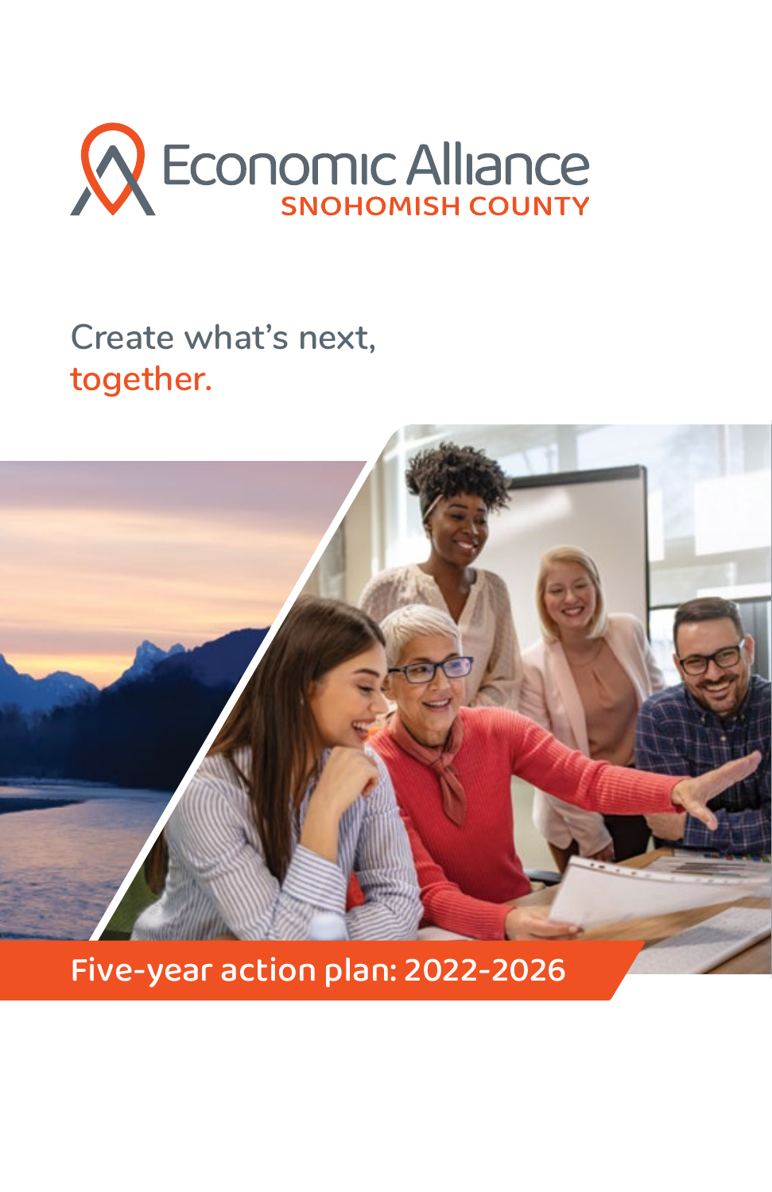Economic Alliance
SNOHOMISH COUNTY

# Create what's next, together.

## Five-year action plan: 2022-2026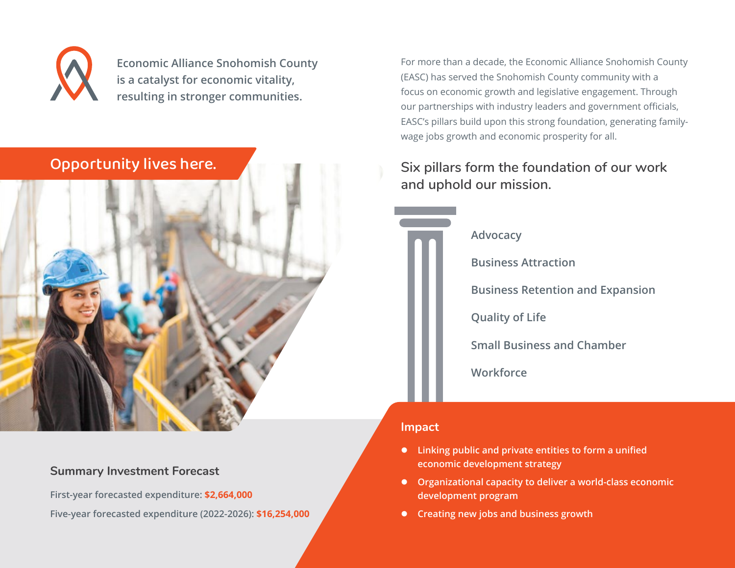Economic Alliance Snohomish County is a catalyst for economic vitality, resulting in stronger communities.

## Opportunity lives here.

For more than a decade, the Economic Alliance Snohomish County (EASC) has served the Snohomish County community with a focus on economic growth and legislative engagement. Through our partnerships with industry leaders and government officials, EASC's pillars build upon this strong foundation, generating family-wage jobs growth and economic prosperity for all.

## Six pillars form the foundation of our work and uphold our mission.

- Advocacy
- Business Attraction
- Business Retention and Expansion
- Quality of Life
- Small Business and Chamber
- Workforce

### Impact

- Linking public and private entities to form a unified economic development strategy
- Organizational capacity to deliver a world-class economic development program
- Creating new jobs and business growth

### Summary Investment Forecast

First-year forecasted expenditure: **$2,664,000**

Five-year forecasted expenditure (2022-2026): **$16,254,000**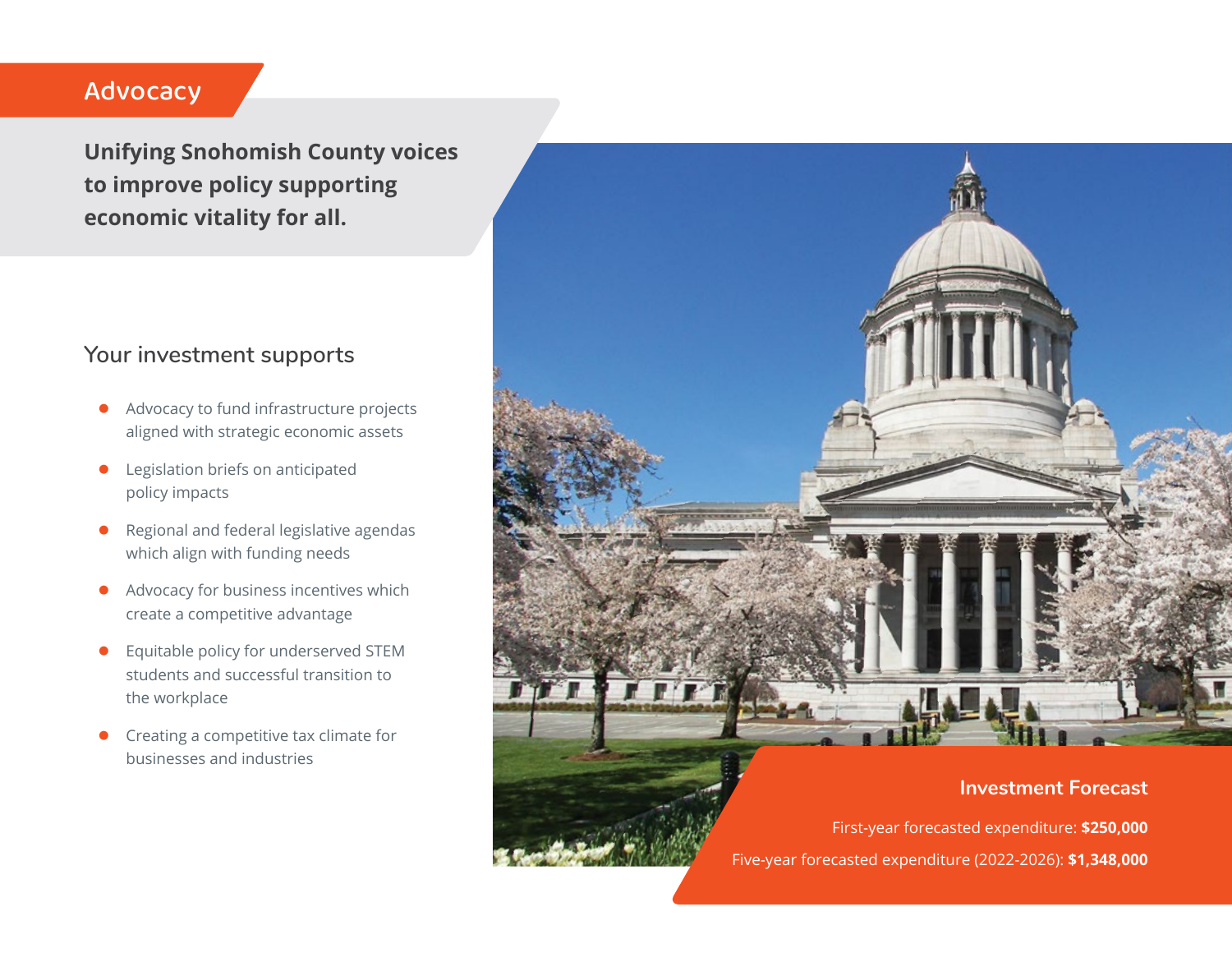# Advocacy

**Unifying Snohomish County voices to improve policy supporting economic vitality for all.**

## Your investment supports

- Advocacy to fund infrastructure projects aligned with strategic economic assets
- Legislation briefs on anticipated policy impacts
- Regional and federal legislative agendas which align with funding needs
- Advocacy for business incentives which create a competitive advantage
- Equitable policy for underserved STEM students and successful transition to the workplace
- Creating a competitive tax climate for businesses and industries

### Investment Forecast

First-year forecasted expenditure: **$250,000**

Five-year forecasted expenditure (2022-2026): **$1,348,000**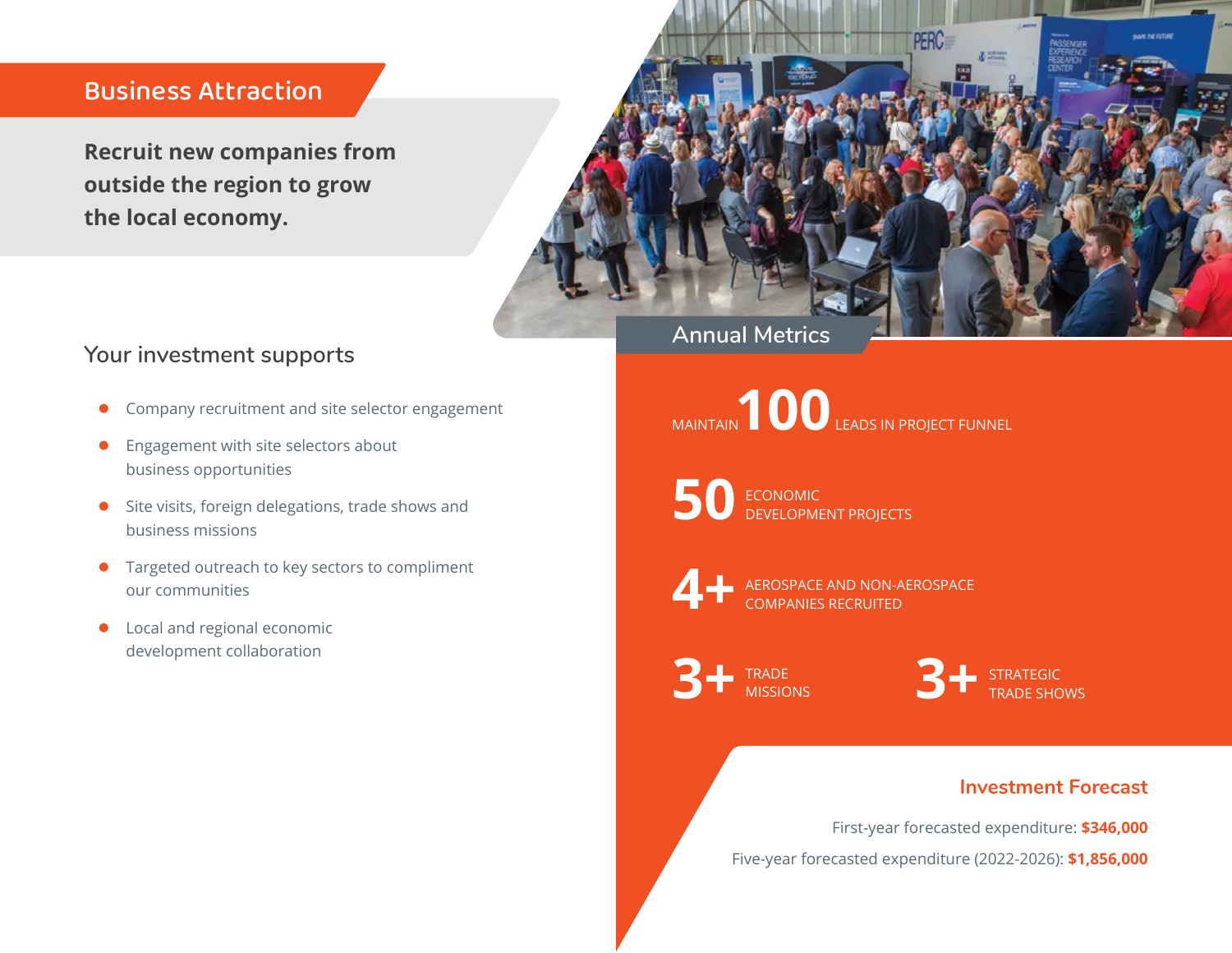## Business Attraction

**Recruit new companies from outside the region to grow the local economy.**

### Your investment supports

- Company recruitment and site selector engagement
- Engagement with site selectors about business opportunities
- Site visits, foreign delegations, trade shows and business missions
- Targeted outreach to key sectors to compliment our communities
- Local and regional economic development collaboration

### Annual Metrics

MAINTAIN **100** LEADS IN PROJECT FUNNEL

**50** ECONOMIC DEVELOPMENT PROJECTS

**4+** AEROSPACE AND NON-AEROSPACE COMPANIES RECRUITED

**3+** TRADE MISSIONS

**3+** STRATEGIC TRADE SHOWS

### Investment Forecast

First-year forecasted expenditure: **$346,000**

Five-year forecasted expenditure (2022-2026): **$1,856,000**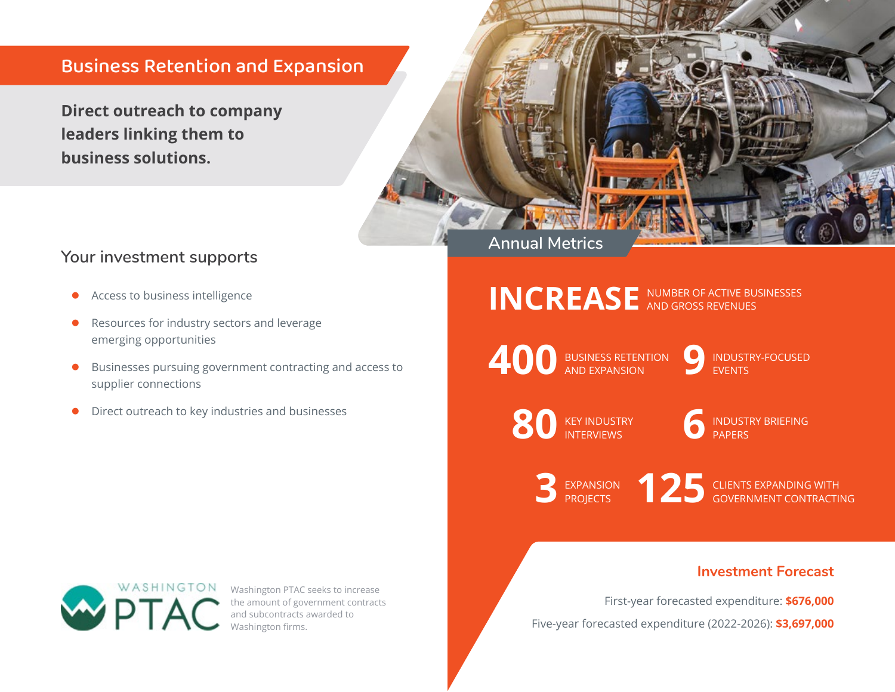## Business Retention and Expansion

**Direct outreach to company leaders linking them to business solutions.**

### Your investment supports

- Access to business intelligence
- Resources for industry sectors and leverage emerging opportunities
- Businesses pursuing government contracting and access to supplier connections
- Direct outreach to key industries and businesses

WASHINGTON PTAC

Washington PTAC seeks to increase the amount of government contracts and subcontracts awarded to Washington firms.

### Annual Metrics

**INCREASE** NUMBER OF ACTIVE BUSINESSES AND GROSS REVENUES

**400** BUSINESS RETENTION AND EXPANSION

**9** INDUSTRY-FOCUSED EVENTS

**80** KEY INDUSTRY INTERVIEWS

**6** INDUSTRY BRIEFING PAPERS

**3** EXPANSION PROJECTS

**125** CLIENTS EXPANDING WITH GOVERNMENT CONTRACTING

### Investment Forecast

First-year forecasted expenditure: **$676,000**

Five-year forecasted expenditure (2022-2026): **$3,697,000**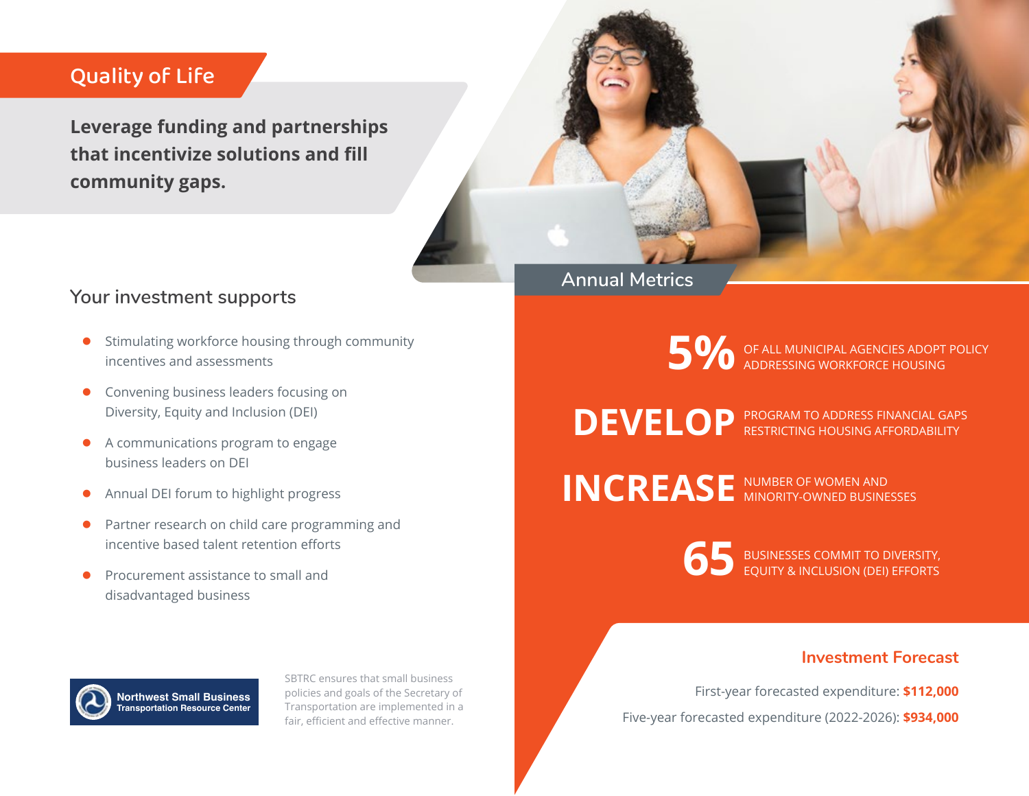## Quality of Life

**Leverage funding and partnerships that incentivize solutions and fill community gaps.**

### Your investment supports

- Stimulating workforce housing through community incentives and assessments
- Convening business leaders focusing on Diversity, Equity and Inclusion (DEI)
- A communications program to engage business leaders on DEI
- Annual DEI forum to highlight progress
- Partner research on child care programming and incentive based talent retention efforts
- Procurement assistance to small and disadvantaged business

Northwest Small Business Transportation Resource Center

SBTRC ensures that small business policies and goals of the Secretary of Transportation are implemented in a fair, efficient and effective manner.

### Annual Metrics

**5%** OF ALL MUNICIPAL AGENCIES ADOPT POLICY ADDRESSING WORKFORCE HOUSING

**DEVELOP** PROGRAM TO ADDRESS FINANCIAL GAPS RESTRICTING HOUSING AFFORDABILITY

**INCREASE** NUMBER OF WOMEN AND MINORITY-OWNED BUSINESSES

**65** BUSINESSES COMMIT TO DIVERSITY, EQUITY & INCLUSION (DEI) EFFORTS

### Investment Forecast

First-year forecasted expenditure: **$112,000**

Five-year forecasted expenditure (2022-2026): **$934,000**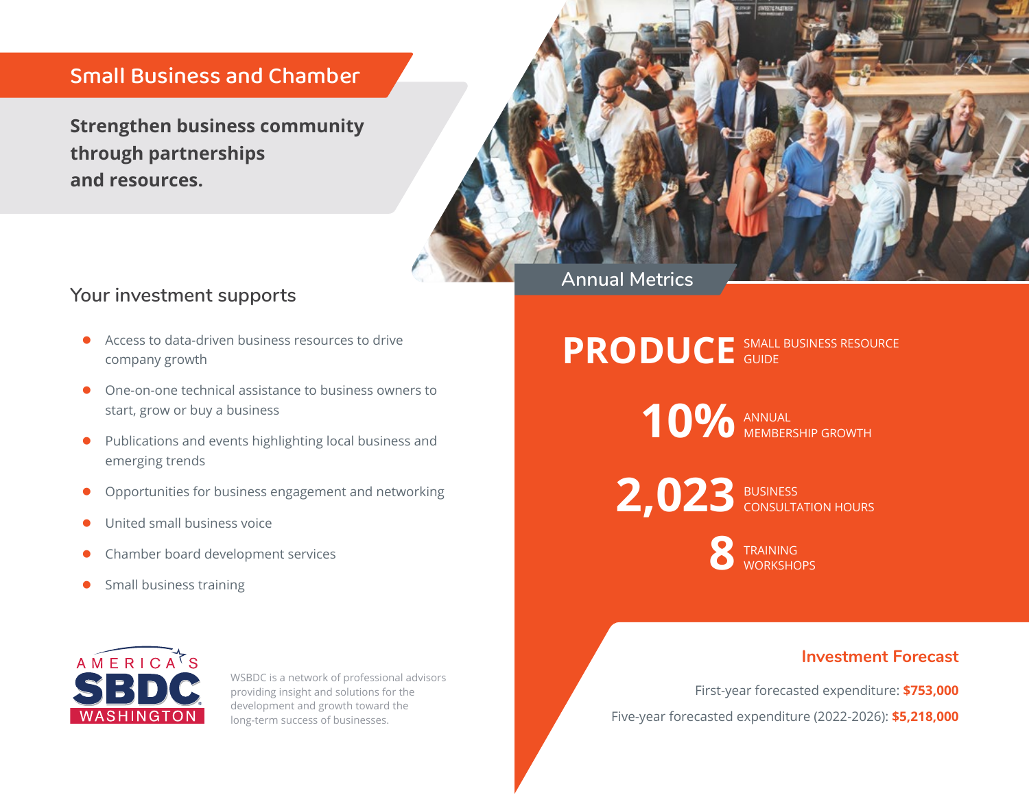## Small Business and Chamber

**Strengthen business community through partnerships and resources.**

### Your investment supports

- Access to data-driven business resources to drive company growth
- One-on-one technical assistance to business owners to start, grow or buy a business
- Publications and events highlighting local business and emerging trends
- Opportunities for business engagement and networking
- United small business voice
- Chamber board development services
- Small business training

AMERICA'S SBDC WASHINGTON

WSBDC is a network of professional advisors providing insight and solutions for the development and growth toward the long-term success of businesses.

### Annual Metrics

**PRODUCE** SMALL BUSINESS RESOURCE GUIDE

**10%** ANNUAL MEMBERSHIP GROWTH

**2,023** BUSINESS CONSULTATION HOURS

**8** TRAINING WORKSHOPS

### Investment Forecast

First-year forecasted expenditure: **$753,000**

Five-year forecasted expenditure (2022-2026): **$5,218,000**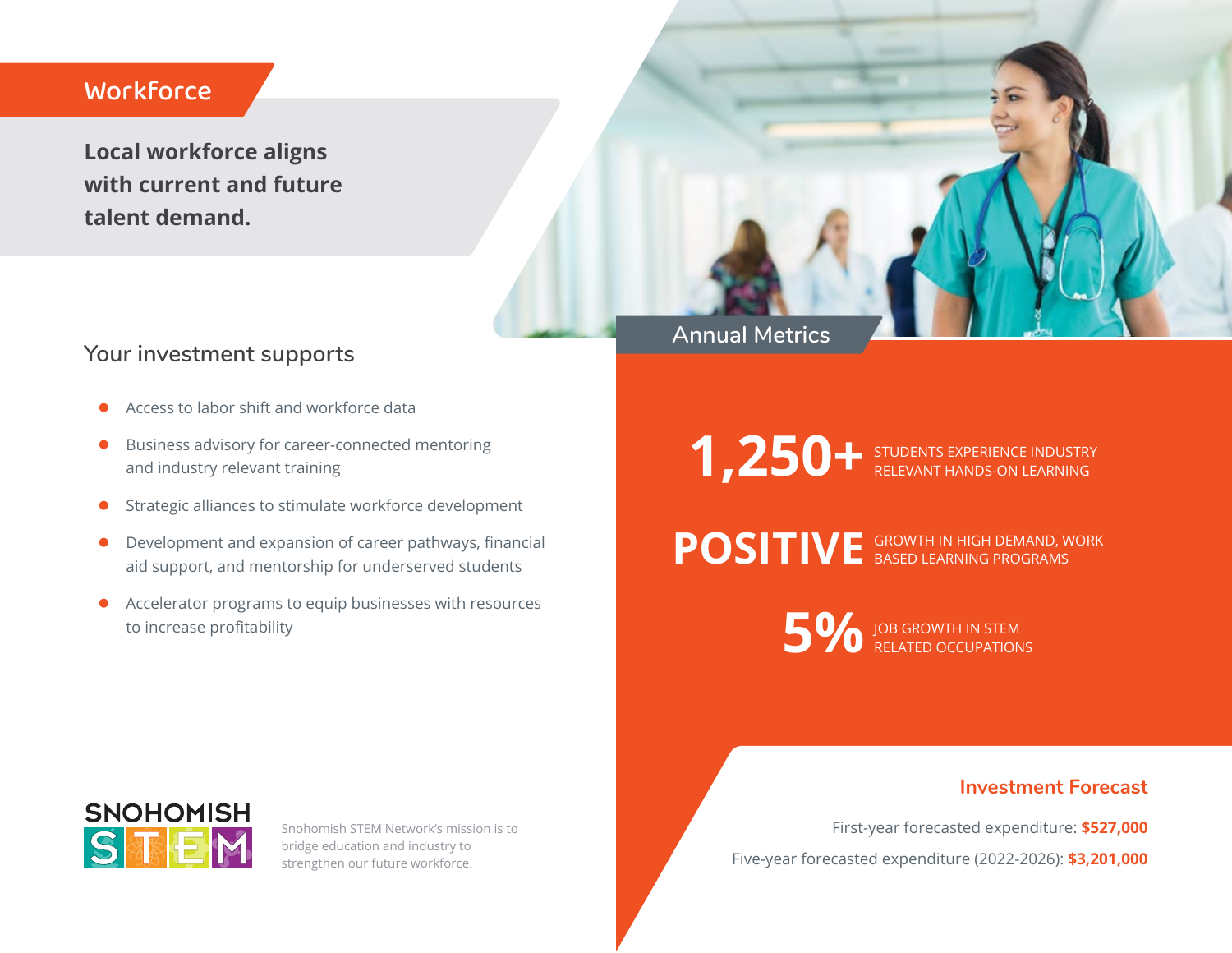## Workforce

**Local workforce aligns with current and future talent demand.**

### Your investment supports

- Access to labor shift and workforce data
- Business advisory for career-connected mentoring and industry relevant training
- Strategic alliances to stimulate workforce development
- Development and expansion of career pathways, financial aid support, and mentorship for underserved students
- Accelerator programs to equip businesses with resources to increase profitability

### Annual Metrics

**1,250+** STUDENTS EXPERIENCE INDUSTRY RELEVANT HANDS-ON LEARNING

**POSITIVE** GROWTH IN HIGH DEMAND, WORK BASED LEARNING PROGRAMS

**5%** JOB GROWTH IN STEM RELATED OCCUPATIONS

### Investment Forecast

First-year forecasted expenditure: **$527,000**

Five-year forecasted expenditure (2022-2026): **$3,201,000**

SNOHOMISH STEM

Snohomish STEM Network's mission is to bridge education and industry to strengthen our future workforce.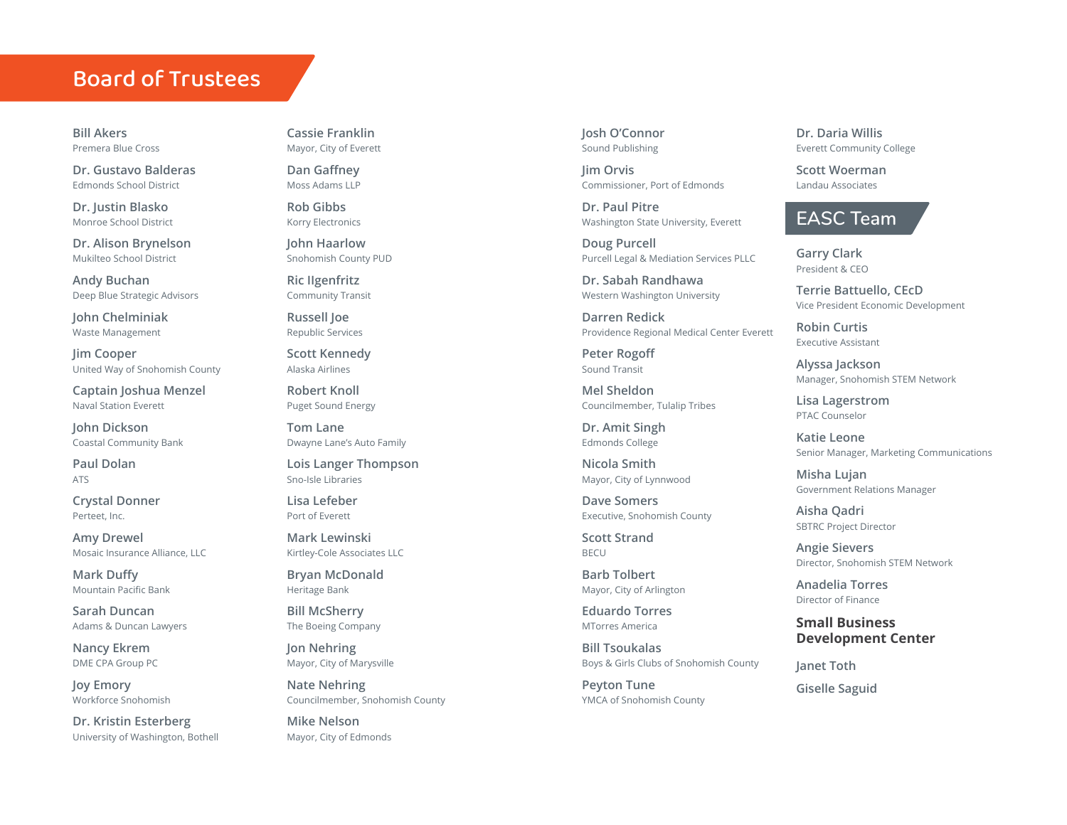## Board of Trustees

**Bill Akers**
Premera Blue Cross

**Dr. Gustavo Balderas**
Edmonds School District

**Dr. Justin Blasko**
Monroe School District

**Dr. Alison Brynelson**
Mukilteo School District

**Andy Buchan**
Deep Blue Strategic Advisors

**John Chelminiak**
Waste Management

**Jim Cooper**
United Way of Snohomish County

**Captain Joshua Menzel**
Naval Station Everett

**John Dickson**
Coastal Community Bank

**Paul Dolan**
ATS

**Crystal Donner**
Perteet, Inc.

**Amy Drewel**
Mosaic Insurance Alliance, LLC

**Mark Duffy**
Mountain Pacific Bank

**Sarah Duncan**
Adams & Duncan Lawyers

**Nancy Ekrem**
DME CPA Group PC

**Joy Emory**
Workforce Snohomish

**Dr. Kristin Esterberg**
University of Washington, Bothell

**Cassie Franklin**
Mayor, City of Everett

**Dan Gaffney**
Moss Adams LLP

**Rob Gibbs**
Korry Electronics

**John Haarlow**
Snohomish County PUD

**Ric Ilgenfritz**
Community Transit

**Russell Joe**
Republic Services

**Scott Kennedy**
Alaska Airlines

**Robert Knoll**
Puget Sound Energy

**Tom Lane**
Dwayne Lane's Auto Family

**Lois Langer Thompson**
Sno-Isle Libraries

**Lisa Lefeber**
Port of Everett

**Mark Lewinski**
Kirtley-Cole Associates LLC

**Bryan McDonald**
Heritage Bank

**Bill McSherry**
The Boeing Company

**Jon Nehring**
Mayor, City of Marysville

**Nate Nehring**
Councilmember, Snohomish County

**Mike Nelson**
Mayor, City of Edmonds

**Josh O'Connor**
Sound Publishing

**Jim Orvis**
Commissioner, Port of Edmonds

**Dr. Paul Pitre**
Washington State University, Everett

**Doug Purcell**
Purcell Legal & Mediation Services PLLC

**Dr. Sabah Randhawa**
Western Washington University

**Darren Redick**
Providence Regional Medical Center Everett

**Peter Rogoff**
Sound Transit

**Mel Sheldon**
Councilmember, Tulalip Tribes

**Dr. Amit Singh**
Edmonds College

**Nicola Smith**
Mayor, City of Lynnwood

**Dave Somers**
Executive, Snohomish County

**Scott Strand**
BECU

**Barb Tolbert**
Mayor, City of Arlington

**Eduardo Torres**
MTorres America

**Bill Tsoukalas**
Boys & Girls Clubs of Snohomish County

**Peyton Tune**
YMCA of Snohomish County

**Dr. Daria Willis**
Everett Community College

**Scott Woerman**
Landau Associates

## EASC Team

**Garry Clark**
President & CEO

**Terrie Battuello, CEcD**
Vice President Economic Development

**Robin Curtis**
Executive Assistant

**Alyssa Jackson**
Manager, Snohomish STEM Network

**Lisa Lagerstrom**
PTAC Counselor

**Katie Leone**
Senior Manager, Marketing Communications

**Misha Lujan**
Government Relations Manager

**Aisha Qadri**
SBTRC Project Director

**Angie Sievers**
Director, Snohomish STEM Network

**Anadelia Torres**
Director of Finance

### Small Business Development Center

**Janet Toth**

**Giselle Saguid**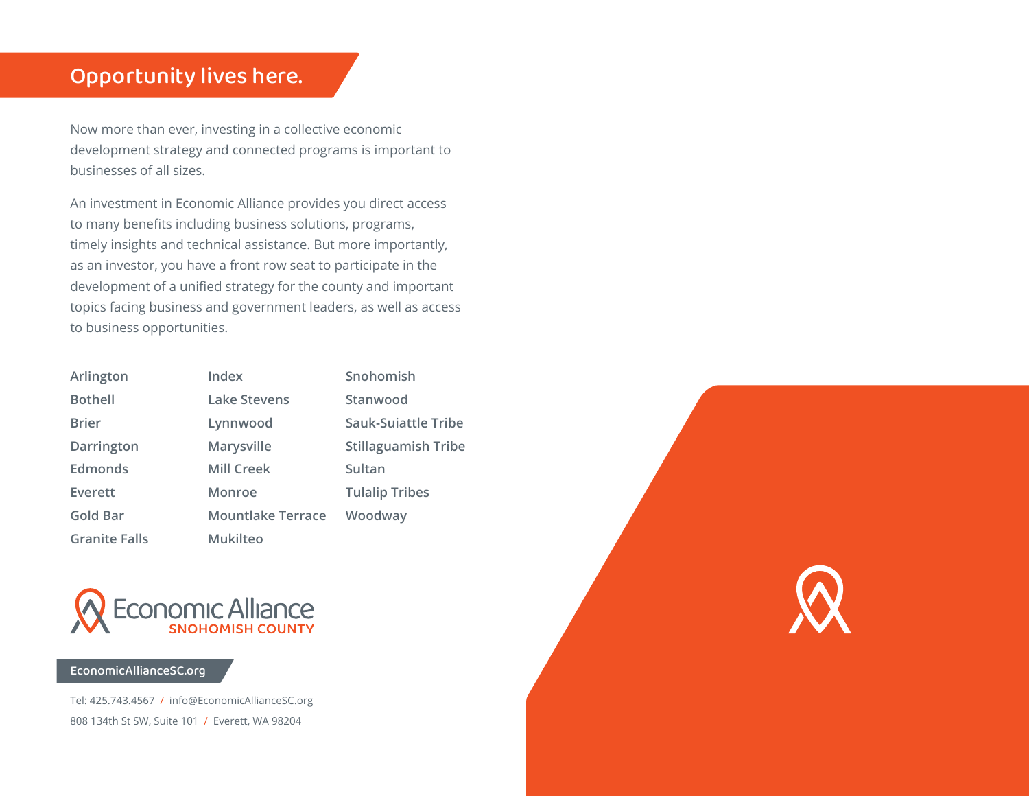## Opportunity lives here.

Now more than ever, investing in a collective economic development strategy and connected programs is important to businesses of all sizes.

An investment in Economic Alliance provides you direct access to many benefits including business solutions, programs, timely insights and technical assistance. But more importantly, as an investor, you have a front row seat to participate in the development of a unified strategy for the county and important topics facing business and government leaders, as well as access to business opportunities.

- Arlington
- Bothell
- Brier
- Darrington
- Edmonds
- Everett
- Gold Bar
- Granite Falls
- Index
- Lake Stevens
- Lynnwood
- Marysville
- Mill Creek
- Monroe
- Mountlake Terrace
- Mukilteo
- Snohomish
- Stanwood
- Sauk-Suiattle Tribe
- Stillaguamish Tribe
- Sultan
- Tulalip Tribes
- Woodway

Economic Alliance
SNOHOMISH COUNTY

**EconomicAllianceSC.org**

Tel: 425.743.4567 / info@EconomicAllianceSC.org
808 134th St SW, Suite 101 / Everett, WA 98204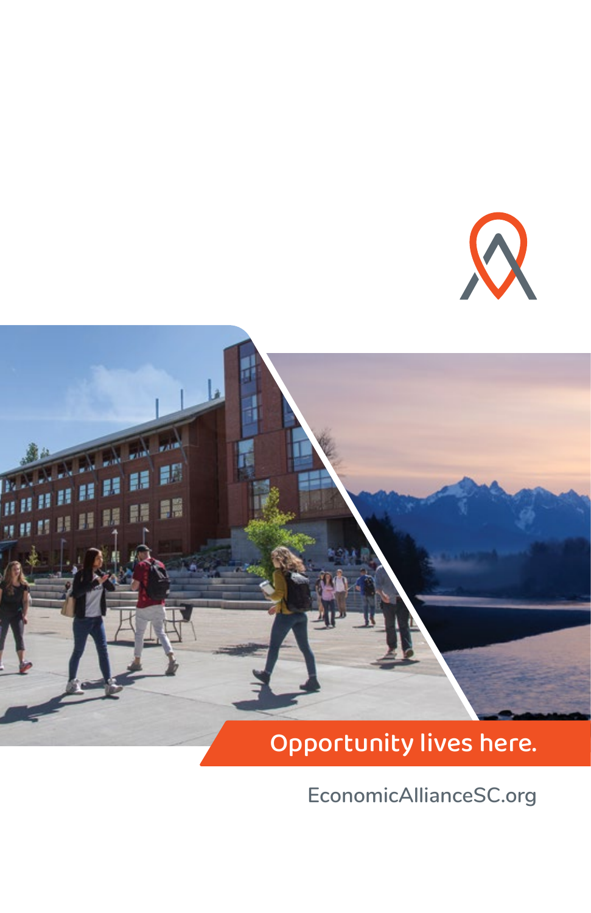Opportunity lives here.

EconomicAllianceSC.org